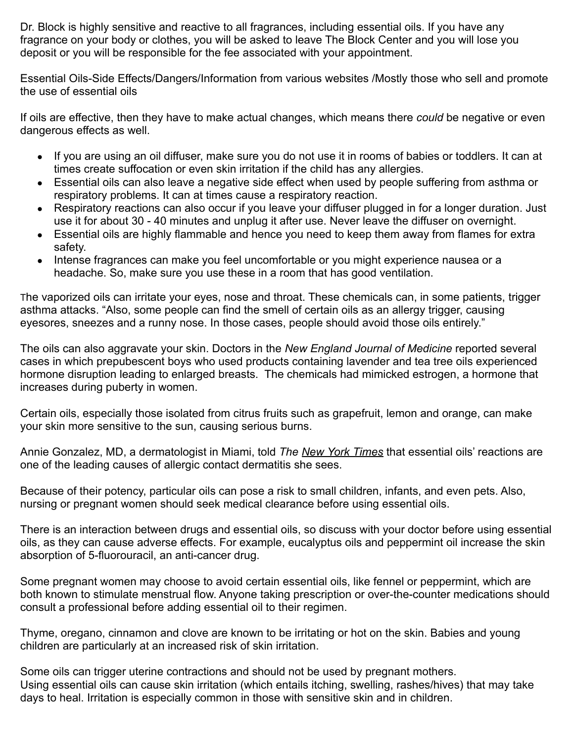Dr. Block is highly sensitive and reactive to all fragrances, including essential oils. If you have any fragrance on your body or clothes, you will be asked to leave The Block Center and you will lose you deposit or you will be responsible for the fee associated with your appointment.

Essential Oils-Side Effects/Dangers/Information from various websites /Mostly those who sell and promote the use of essential oils

If oils are effective, then they have to make actual changes, which means there *could* be negative or even dangerous effects as well.

- If you are using an oil diffuser, make sure you do not use it in rooms of babies or toddlers. It can at times create suffocation or even skin irritation if the child has any allergies.
- Essential oils can also leave a negative side effect when used by people suffering from asthma or respiratory problems. It can at times cause a respiratory reaction.
- Respiratory reactions can also occur if you leave your diffuser plugged in for a longer duration. Just use it for about 30 - 40 minutes and unplug it after use. Never leave the diffuser on overnight.
- Essential oils are highly flammable and hence you need to keep them away from flames for extra safety.
- Intense fragrances can make you feel uncomfortable or you might experience nausea or a headache. So, make sure you use these in a room that has good ventilation.

The vaporized oils can irritate your eyes, nose and throat. These chemicals can, in some patients, trigger asthma attacks. "Also, some people can find the smell of certain oils as an allergy trigger, causing eyesores, sneezes and a runny nose. In those cases, people should avoid those oils entirely."

The oils can also aggravate your skin. Doctors in the *New England Journal of Medicine* reported several cases in which prepubescent boys who used products containing lavender and tea tree oils experienced hormone disruption leading to enlarged breasts. The chemicals had mimicked estrogen, a hormone that increases during puberty in women.

Certain oils, especially those isolated from citrus fruits such as grapefruit, lemon and orange, can make your skin more sensitive to the sun, causing serious burns.

Annie Gonzalez, MD, a dermatologist in Miami, told *The New York Times* that essential oils' reactions are one of the leading causes of allergic contact dermatitis she sees.

Because of their potency, particular oils can pose a risk to small children, infants, and even pets. Also, nursing or pregnant women should seek medical clearance before using essential oils.

There is an interaction between drugs and essential oils, so discuss with your doctor before using essential oils, as they can cause adverse effects. For example, eucalyptus oils and peppermint oil increase the skin absorption of 5-fluorouracil, an anti-cancer drug.

Some pregnant women may choose to avoid certain essential oils, like fennel or peppermint, which are both known to stimulate menstrual flow. Anyone taking prescription or over-the-counter medications should consult a professional before adding essential oil to their regimen.

Thyme, oregano, cinnamon and clove are known to be irritating or hot on the skin. Babies and young children are particularly at an increased risk of skin irritation.

Some oils can trigger uterine contractions and should not be used by pregnant mothers.
Using essential oils can cause skin irritation (which entails itching, swelling, rashes/hives) that may take days to heal. Irritation is especially common in those with sensitive skin and in children.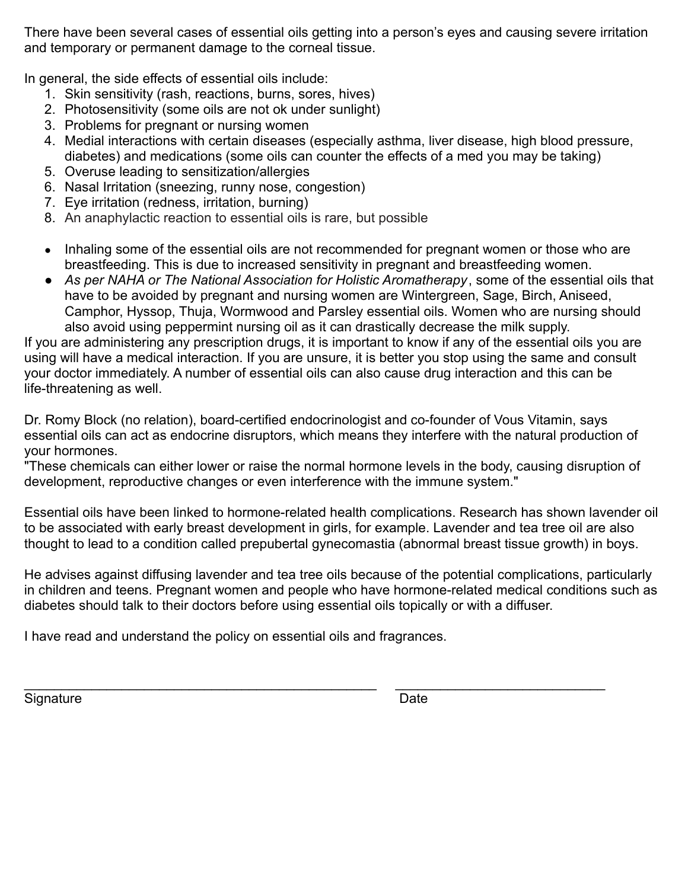There have been several cases of essential oils getting into a person's eyes and causing severe irritation and temporary or permanent damage to the corneal tissue.

In general, the side effects of essential oils include:

1. Skin sensitivity (rash, reactions, burns, sores, hives)
2. Photosensitivity (some oils are not ok under sunlight)
3. Problems for pregnant or nursing women
4. Medial interactions with certain diseases (especially asthma, liver disease, high blood pressure, diabetes) and medications (some oils can counter the effects of a med you may be taking)
5. Overuse leading to sensitization/allergies
6. Nasal Irritation (sneezing, runny nose, congestion)
7. Eye irritation (redness, irritation, burning)
8. An anaphylactic reaction to essential oils is rare, but possible

- Inhaling some of the essential oils are not recommended for pregnant women or those who are breastfeeding. This is due to increased sensitivity in pregnant and breastfeeding women.
- *As per NAHA or The National Association for Holistic Aromatherapy*, some of the essential oils that have to be avoided by pregnant and nursing women are Wintergreen, Sage, Birch, Aniseed, Camphor, Hyssop, Thuja, Wormwood and Parsley essential oils. Women who are nursing should also avoid using peppermint nursing oil as it can drastically decrease the milk supply.

If you are administering any prescription drugs, it is important to know if any of the essential oils you are using will have a medical interaction. If you are unsure, it is better you stop using the same and consult your doctor immediately. A number of essential oils can also cause drug interaction and this can be life-threatening as well.

Dr. Romy Block (no relation), board-certified endocrinologist and co-founder of Vous Vitamin, says essential oils can act as endocrine disruptors, which means they interfere with the natural production of your hormones.
"These chemicals can either lower or raise the normal hormone levels in the body, causing disruption of development, reproductive changes or even interference with the immune system."

Essential oils have been linked to hormone-related health complications. Research has shown lavender oil to be associated with early breast development in girls, for example. Lavender and tea tree oil are also thought to lead to a condition called prepubertal gynecomastia (abnormal breast tissue growth) in boys.

He advises against diffusing lavender and tea tree oils because of the potential complications, particularly in children and teens. Pregnant women and people who have hormone-related medical conditions such as diabetes should talk to their doctors before using essential oils topically or with a diffuser.

I have read and understand the policy on essential oils and fragrances.

_______________________________________________ ____________________________

Signature Date